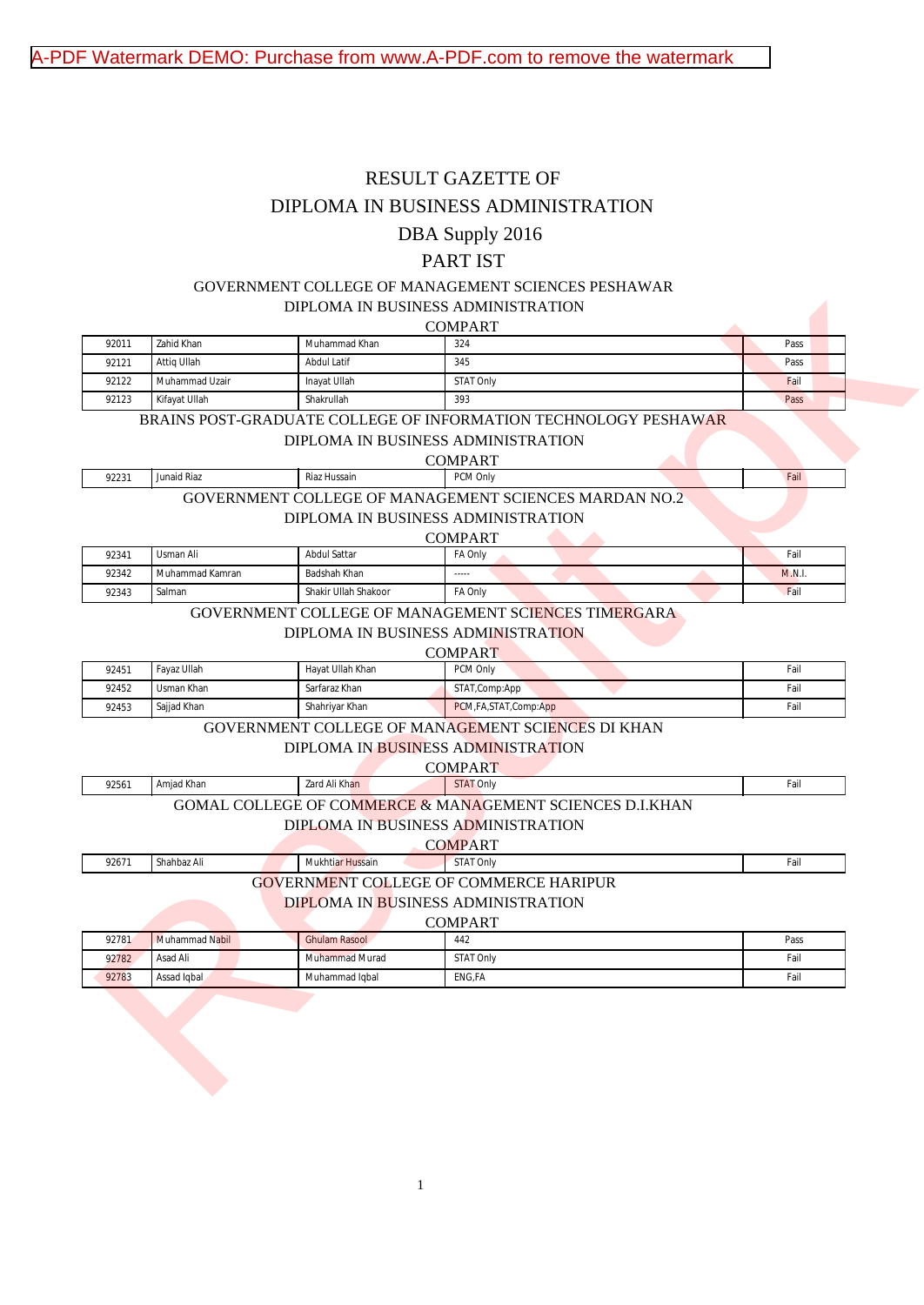A-PDF Watermark DEMO: Purchase from www.A-PDF.com to remove the watermark

# RESULT GAZETTE OF
# DIPLOMA IN BUSINESS ADMINISTRATION
## DBA Supply 2016
## PART IST

### GOVERNMENT COLLEGE OF MANAGEMENT SCIENCES PESHAWAR
DIPLOMA IN BUSINESS ADMINISTRATION

COMPART

| | | | | |
|---|---|---|---|---|
| 92011 | Zahid Khan | Muhammad Khan | 324 | Pass |
| 92121 | Attiq Ullah | Abdul Latif | 345 | Pass |
| 92122 | Muhammad Uzair | Inayat Ullah | STAT Only | Fail |
| 92123 | Kifayat Ullah | Shakrullah | 393 | Pass |

### BRAINS POST-GRADUATE COLLEGE OF INFORMATION TECHNOLOGY PESHAWAR
DIPLOMA IN BUSINESS ADMINISTRATION

COMPART

| | | | | |
|---|---|---|---|---|
| 92231 | Junaid Riaz | Riaz Hussain | PCM Only | Fail |

### GOVERNMENT COLLEGE OF MANAGEMENT SCIENCES MARDAN NO.2
DIPLOMA IN BUSINESS ADMINISTRATION

COMPART

| | | | | |
|---|---|---|---|---|
| 92341 | Usman Ali | Abdul Sattar | FA Only | Fail |
| 92342 | Muhammad Kamran | Badshah Khan | ----- | M.N.I. |
| 92343 | Salman | Shakir Ullah Shakoor | FA Only | Fail |

### GOVERNMENT COLLEGE OF MANAGEMENT SCIENCES TIMERGARA
DIPLOMA IN BUSINESS ADMINISTRATION

COMPART

| | | | | |
|---|---|---|---|---|
| 92451 | Fayaz Ullah | Hayat Ullah Khan | PCM Only | Fail |
| 92452 | Usman Khan | Sarfaraz Khan | STAT,Comp:App | Fail |
| 92453 | Sajjad Khan | Shahriyar Khan | PCM,FA,STAT,Comp:App | Fail |

### GOVERNMENT COLLEGE OF MANAGEMENT SCIENCES DI KHAN
DIPLOMA IN BUSINESS ADMINISTRATION

COMPART

| | | | | |
|---|---|---|---|---|
| 92561 | Amjad Khan | Zard Ali Khan | STAT Only | Fail |

### GOMAL COLLEGE OF COMMERCE & MANAGEMENT SCIENCES D.I.KHAN
DIPLOMA IN BUSINESS ADMINISTRATION

COMPART

| | | | | |
|---|---|---|---|---|
| 92671 | Shahbaz Ali | Mukhtiar Hussain | STAT Only | Fail |

### GOVERNMENT COLLEGE OF COMMERCE HARIPUR
DIPLOMA IN BUSINESS ADMINISTRATION

COMPART

| | | | | |
|---|---|---|---|---|
| 92781 | Muhammad Nabil | Ghulam Rasool | 442 | Pass |
| 92782 | Asad Ali | Muhammad Murad | STAT Only | Fail |
| 92783 | Assad Iqbal | Muhammad Iqbal | ENG,FA | Fail |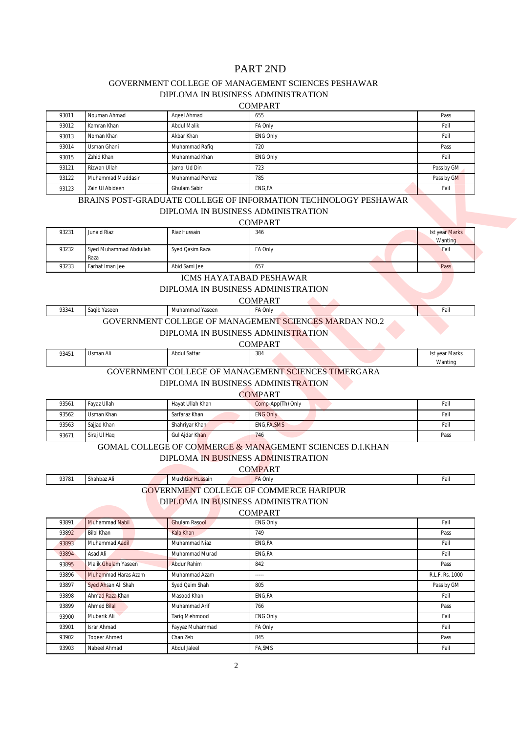# PART 2ND

## GOVERNMENT COLLEGE OF MANAGEMENT SCIENCES PESHAWAR
### DIPLOMA IN BUSINESS ADMINISTRATION
### COMPART

| | | | | |
|---|---|---|---|---|
| 93011 | Nouman Ahmad | Aqeel Ahmad | 655 | Pass |
| 93012 | Kamran Khan | Abdul Malik | FA Only | Fail |
| 93013 | Noman Khan | Akbar Khan | ENG Only | Fail |
| 93014 | Usman Ghani | Muhammad Rafiq | 720 | Pass |
| 93015 | Zahid Khan | Muhammad Khan | ENG Only | Fail |
| 93121 | Rizwan Ullah | Jamal Ud Din | 723 | Pass by GM |
| 93122 | Muhammad Muddasir | Muhammad Pervez | 785 | Pass by GM |
| 93123 | Zain Ul Abideen | Ghulam Sabir | ENG,FA | Fail |

## BRAINS POST-GRADUATE COLLEGE OF INFORMATION TECHNOLOGY PESHAWAR
### DIPLOMA IN BUSINESS ADMINISTRATION
### COMPART

| | | | | |
|---|---|---|---|---|
| 93231 | Junaid Riaz | Riaz Hussain | 346 | Ist year Marks Wanting |
| 93232 | Syed Muhammad Abdullah Raza | Syed Qasim Raza | FA Only | Fail |
| 93233 | Farhat Iman Jee | Abid Sami Jee | 657 | Pass |

## ICMS HAYATABAD PESHAWAR
### DIPLOMA IN BUSINESS ADMINISTRATION
### COMPART

| | | | | |
|---|---|---|---|---|
| 93341 | Saqib Yaseen | Muhammad Yaseen | FA Only | Fail |

## GOVERNMENT COLLEGE OF MANAGEMENT SCIENCES MARDAN NO.2
### DIPLOMA IN BUSINESS ADMINISTRATION
### COMPART

| | | | | |
|---|---|---|---|---|
| 93451 | Usman Ali | Abdul Sattar | 384 | Ist year Marks Wanting |

## GOVERNMENT COLLEGE OF MANAGEMENT SCIENCES TIMERGARA
### DIPLOMA IN BUSINESS ADMINISTRATION
### COMPART

| | | | | |
|---|---|---|---|---|
| 93561 | Fayaz Ullah | Hayat Ullah Khan | Comp-App(Th) Only | Fail |
| 93562 | Usman Khan | Sarfaraz Khan | ENG Only | Fail |
| 93563 | Sajjad Khan | Shahriyar Khan | ENG,FA,SMS | Fail |
| 93671 | Siraj Ul Haq | Gul Ajdar Khan | 746 | Pass |

## GOMAL COLLEGE OF COMMERCE & MANAGEMENT SCIENCES D.I.KHAN
### DIPLOMA IN BUSINESS ADMINISTRATION
### COMPART

| | | | | |
|---|---|---|---|---|
| 93781 | Shahbaz Ali | Mukhtiar Hussain | FA Only | Fail |

## GOVERNMENT COLLEGE OF COMMERCE HARIPUR
### DIPLOMA IN BUSINESS ADMINISTRATION
### COMPART

| | | | | |
|---|---|---|---|---|
| 93891 | Muhammad Nabil | Ghulam Rasool | ENG Only | Fail |
| 93892 | Bilal Khan | Kala Khan | 749 | Pass |
| 93893 | Muhammad Aadil | Muhammad Niaz | ENG,FA | Fail |
| 93894 | Asad Ali | Muhammad Murad | ENG,FA | Fail |
| 93895 | Malik Ghulam Yaseen | Abdur Rahim | 842 | Pass |
| 93896 | Muhammad Haras Azam | Muhammad Azam | ----- | R.L.F. Rs. 1000 |
| 93897 | Syed Ahsan Ali Shah | Syed Qaim Shah | 805 | Pass by GM |
| 93898 | Ahmad Raza Khan | Masood Khan | ENG,FA | Fail |
| 93899 | Ahmed Bilal | Muhammad Arif | 766 | Pass |
| 93900 | Mubarik Ali | Tariq Mehmood | ENG Only | Fail |
| 93901 | Israr Ahmad | Fayyaz Muhammad | FA Only | Fail |
| 93902 | Toqeer Ahmed | Chan Zeb | 845 | Pass |
| 93903 | Nabeel Ahmad | Abdul Jaleel | FA,SMS | Fail |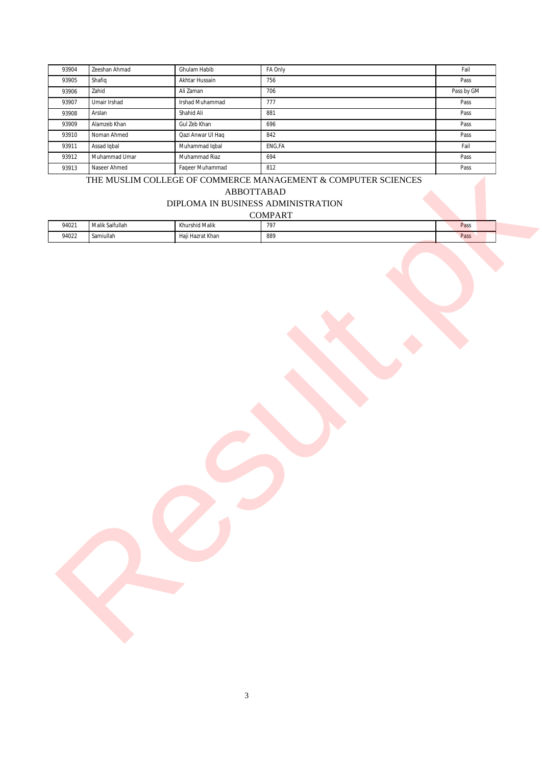| | | | | |
|---|---|---|---|---|
| 93904 | Zeeshan Ahmad | Ghulam Habib | FA Only | Fail |
| 93905 | Shafiq | Akhtar Hussain | 756 | Pass |
| 93906 | Zahid | Ali Zaman | 706 | Pass by GM |
| 93907 | Umair Irshad | Irshad Muhammad | 777 | Pass |
| 93908 | Arslan | Shahid Ali | 881 | Pass |
| 93909 | Alamzeb Khan | Gul Zeb Khan | 696 | Pass |
| 93910 | Noman Ahmed | Qazi Anwar Ul Haq | 842 | Pass |
| 93911 | Assad Iqbal | Muhammad Iqbal | ENG,FA | Fail |
| 93912 | Muhammad Umar | Muhammad Riaz | 694 | Pass |
| 93913 | Naseer Ahmed | Faqeer Muhammad | 812 | Pass |

THE MUSLIM COLLEGE OF COMMERCE MANAGEMENT & COMPUTER SCIENCES

ABBOTTABAD

DIPLOMA IN BUSINESS ADMINISTRATION

COMPART

| | | | | |
|---|---|---|---|---|
| 94021 | Malik Saifullah | Khurshid Malik | 797 | Pass |
| 94022 | Samiullah | Haji Hazrat Khan | 889 | Pass |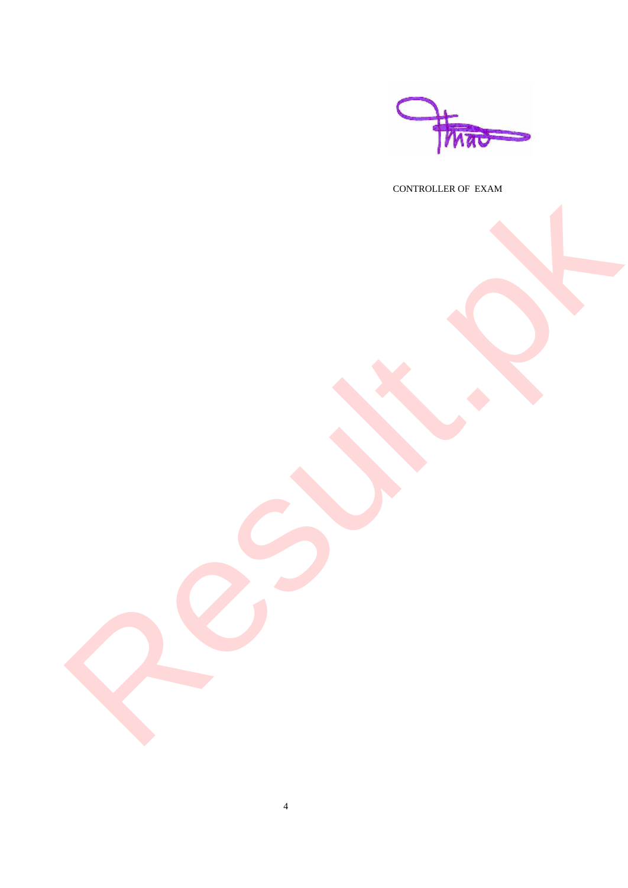CONTROLLER OF EXAM